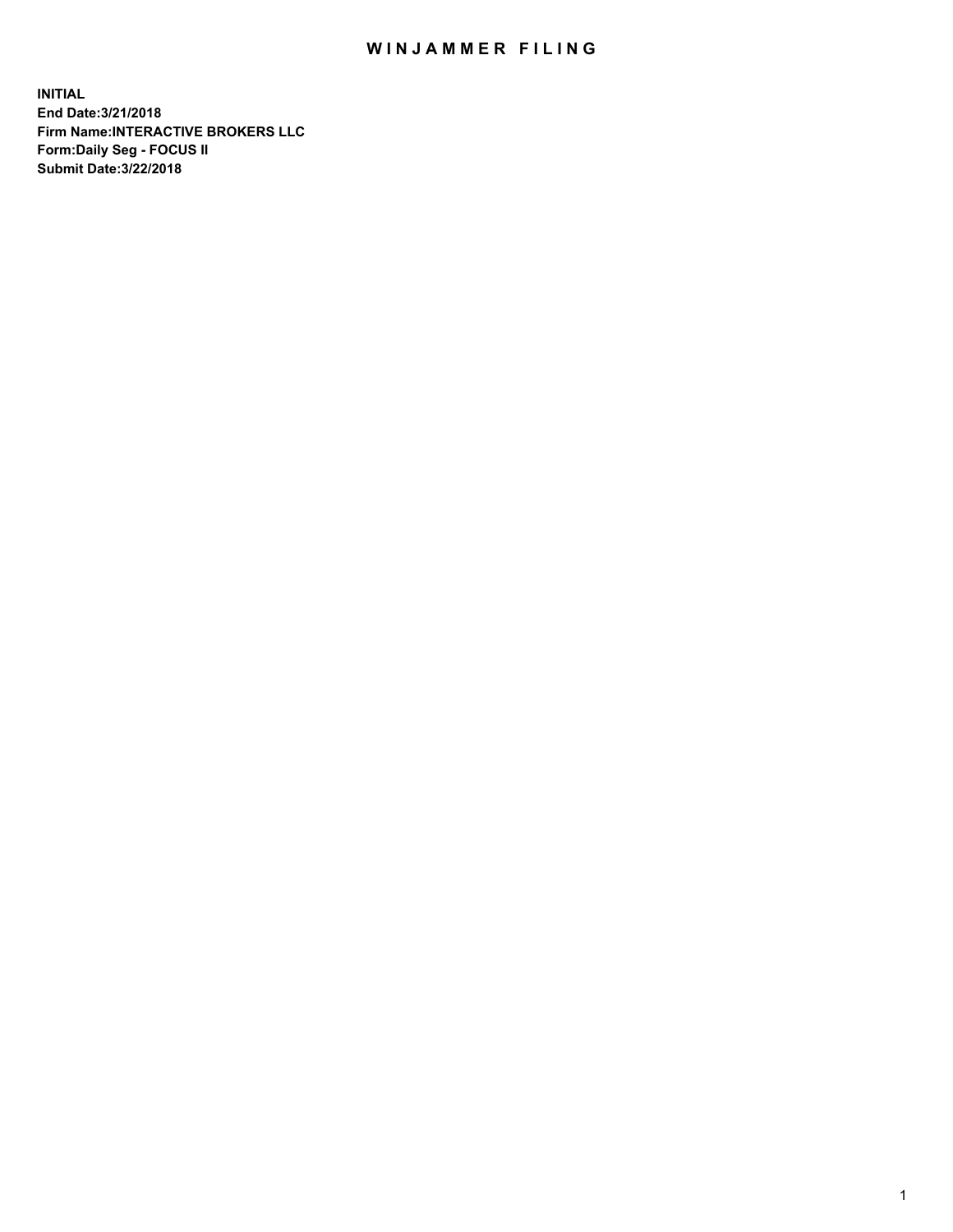# WINJAMMER FILING

**INITIAL**
**End Date:3/21/2018**
**Firm Name:INTERACTIVE BROKERS LLC**
**Form:Daily Seg - FOCUS II**
**Submit Date:3/22/2018**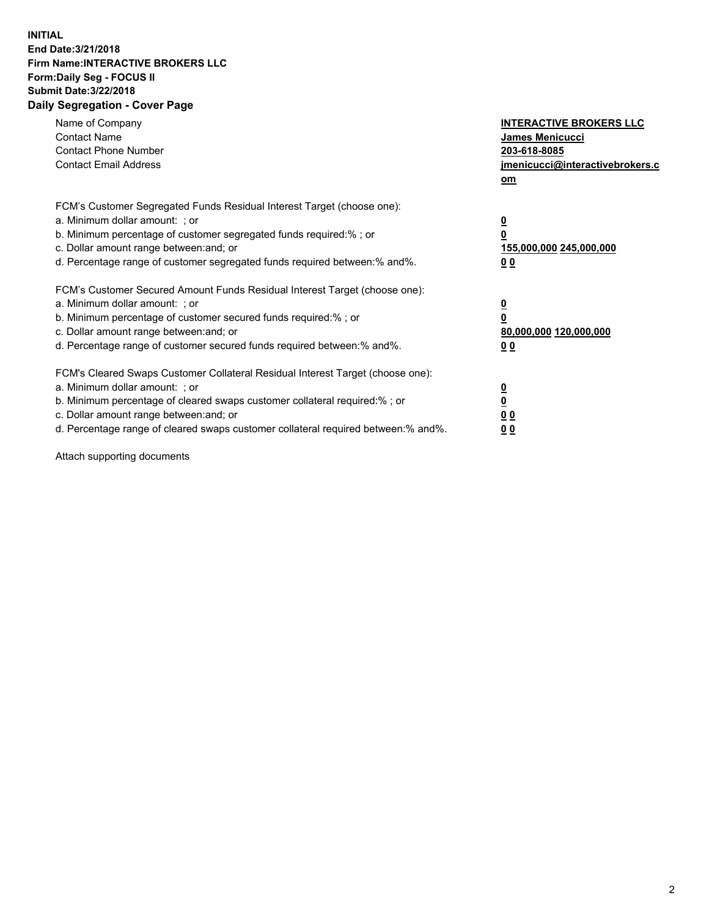**INITIAL**
**End Date:3/21/2018**
**Firm Name:INTERACTIVE BROKERS LLC**
**Form:Daily Seg - FOCUS II**
**Submit Date:3/22/2018**
**Daily Segregation - Cover Page**

| | |
|---|---|
| Name of Company | **INTERACTIVE BROKERS LLC** |
| Contact Name | **James Menicucci** |
| Contact Phone Number | **203-618-8085** |
| Contact Email Address | **jmenicucci@interactivebrokers.com** |

FCM's Customer Segregated Funds Residual Interest Target (choose one):

| | |
|---|---|
| a. Minimum dollar amount: ; or | **0** |
| b. Minimum percentage of customer segregated funds required:% ; or | **0** |
| c. Dollar amount range between:and; or | **155,000,000 245,000,000** |
| d. Percentage range of customer segregated funds required between:% and%. | **0 0** |

FCM's Customer Secured Amount Funds Residual Interest Target (choose one):

| | |
|---|---|
| a. Minimum dollar amount: ; or | **0** |
| b. Minimum percentage of customer secured funds required:% ; or | **0** |
| c. Dollar amount range between:and; or | **80,000,000 120,000,000** |
| d. Percentage range of customer secured funds required between:% and%. | **0 0** |

FCM's Cleared Swaps Customer Collateral Residual Interest Target (choose one):

| | |
|---|---|
| a. Minimum dollar amount: ; or | **0** |
| b. Minimum percentage of cleared swaps customer collateral required:% ; or | **0** |
| c. Dollar amount range between:and; or | **0 0** |
| d. Percentage range of cleared swaps customer collateral required between:% and%. | **0 0** |

Attach supporting documents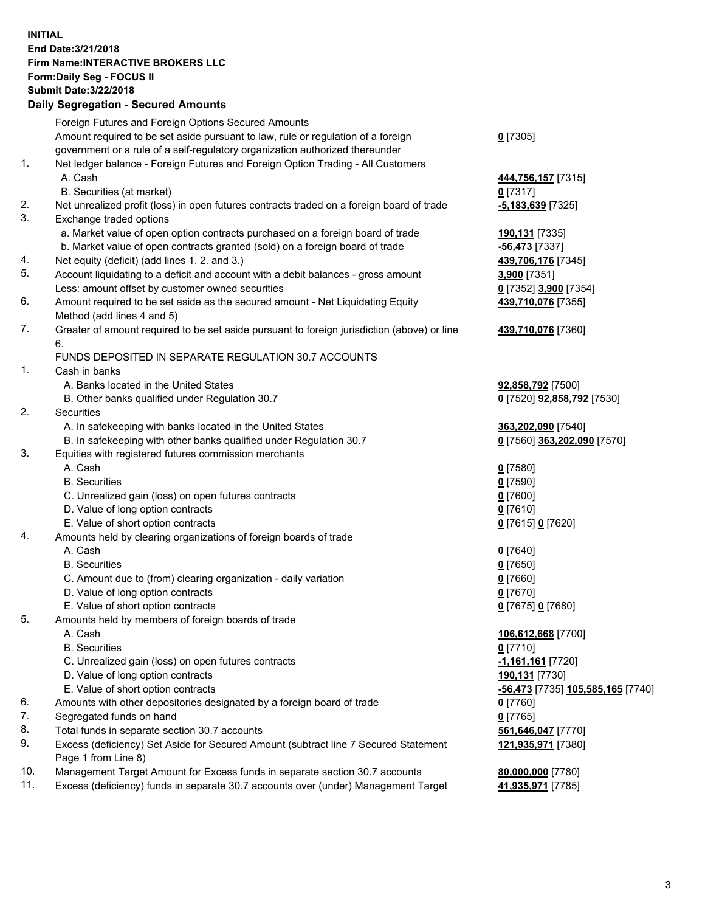**INITIAL**
**End Date:3/21/2018**
**Firm Name:INTERACTIVE BROKERS LLC**
**Form:Daily Seg - FOCUS II**
**Submit Date:3/22/2018**
**Daily Segregation - Secured Amounts**

| | | |
|---|---|---|
| | Foreign Futures and Foreign Options Secured Amounts | |
| | Amount required to be set aside pursuant to law, rule or regulation of a foreign government or a rule of a self-regulatory organization authorized thereunder | **0** [7305] |
| 1. | Net ledger balance - Foreign Futures and Foreign Option Trading - All Customers | |
| | A. Cash | **444,756,157** [7315] |
| | B. Securities (at market) | **0** [7317] |
| 2. | Net unrealized profit (loss) in open futures contracts traded on a foreign board of trade | **-5,183,639** [7325] |
| 3. | Exchange traded options | |
| | a. Market value of open option contracts purchased on a foreign board of trade | **190,131** [7335] |
| | b. Market value of open contracts granted (sold) on a foreign board of trade | **-56,473** [7337] |
| 4. | Net equity (deficit) (add lines 1. 2. and 3.) | **439,706,176** [7345] |
| 5. | Account liquidating to a deficit and account with a debit balances - gross amount | **3,900** [7351] |
| | Less: amount offset by customer owned securities | **0** [7352] **3,900** [7354] |
| 6. | Amount required to be set aside as the secured amount - Net Liquidating Equity Method (add lines 4 and 5) | **439,710,076** [7355] |
| 7. | Greater of amount required to be set aside pursuant to foreign jurisdiction (above) or line 6. | **439,710,076** [7360] |
| | FUNDS DEPOSITED IN SEPARATE REGULATION 30.7 ACCOUNTS | |
| 1. | Cash in banks | |
| | A. Banks located in the United States | **92,858,792** [7500] |
| | B. Other banks qualified under Regulation 30.7 | **0** [7520] **92,858,792** [7530] |
| 2. | Securities | |
| | A. In safekeeping with banks located in the United States | **363,202,090** [7540] |
| | B. In safekeeping with other banks qualified under Regulation 30.7 | **0** [7560] **363,202,090** [7570] |
| 3. | Equities with registered futures commission merchants | |
| | A. Cash | **0** [7580] |
| | B. Securities | **0** [7590] |
| | C. Unrealized gain (loss) on open futures contracts | **0** [7600] |
| | D. Value of long option contracts | **0** [7610] |
| | E. Value of short option contracts | **0** [7615] **0** [7620] |
| 4. | Amounts held by clearing organizations of foreign boards of trade | |
| | A. Cash | **0** [7640] |
| | B. Securities | **0** [7650] |
| | C. Amount due to (from) clearing organization - daily variation | **0** [7660] |
| | D. Value of long option contracts | **0** [7670] |
| | E. Value of short option contracts | **0** [7675] **0** [7680] |
| 5. | Amounts held by members of foreign boards of trade | |
| | A. Cash | **106,612,668** [7700] |
| | B. Securities | **0** [7710] |
| | C. Unrealized gain (loss) on open futures contracts | **-1,161,161** [7720] |
| | D. Value of long option contracts | **190,131** [7730] |
| | E. Value of short option contracts | **-56,473** [7735] **105,585,165** [7740] |
| 6. | Amounts with other depositories designated by a foreign board of trade | **0** [7760] |
| 7. | Segregated funds on hand | **0** [7765] |
| 8. | Total funds in separate section 30.7 accounts | **561,646,047** [7770] |
| 9. | Excess (deficiency) Set Aside for Secured Amount (subtract line 7 Secured Statement Page 1 from Line 8) | **121,935,971** [7380] |
| 10. | Management Target Amount for Excess funds in separate section 30.7 accounts | **80,000,000** [7780] |
| 11. | Excess (deficiency) funds in separate 30.7 accounts over (under) Management Target | **41,935,971** [7785] |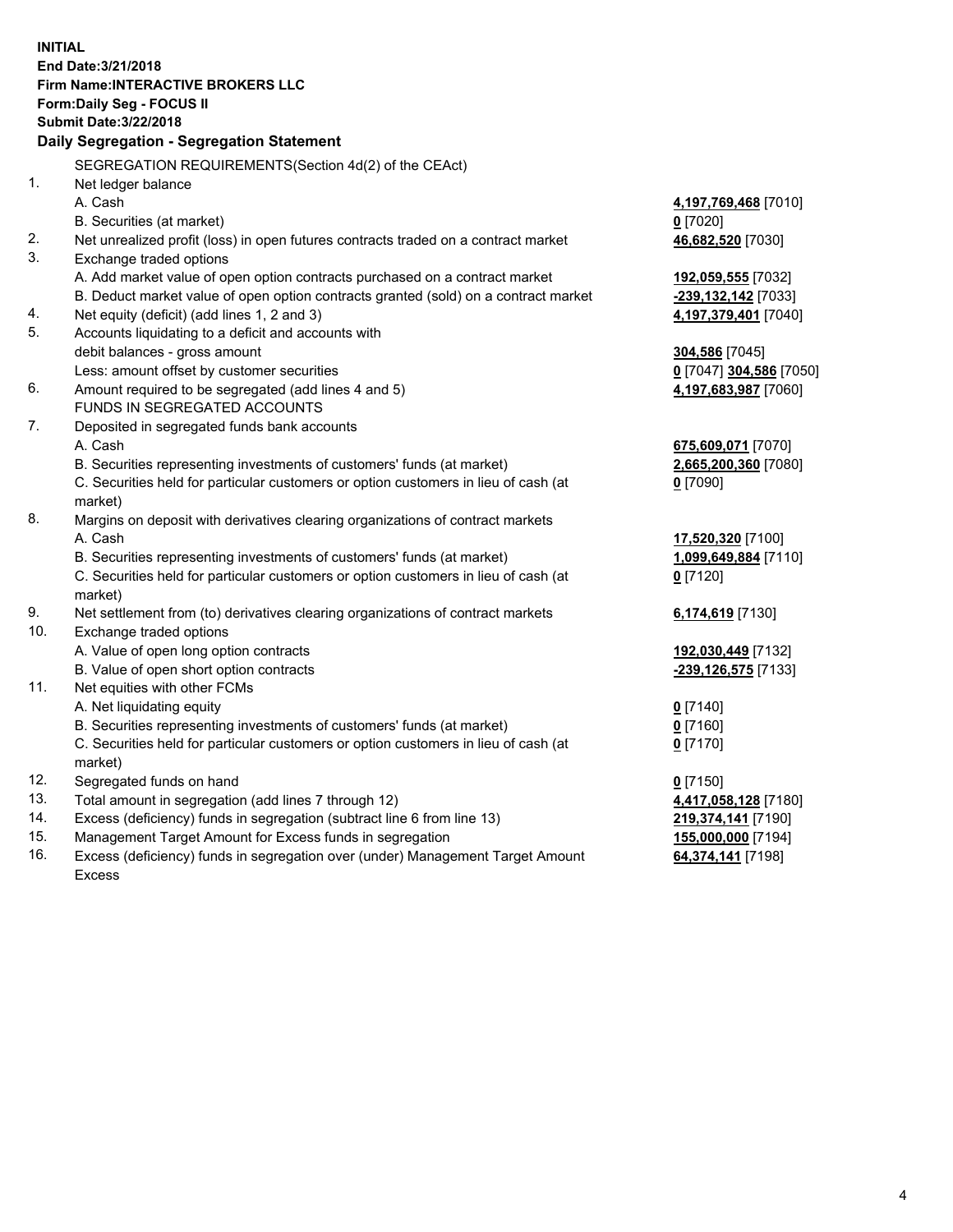**INITIAL**
**End Date:3/21/2018**
**Firm Name:INTERACTIVE BROKERS LLC**
**Form:Daily Seg - FOCUS II**
**Submit Date:3/22/2018**

**Daily Segregation - Segregation Statement**

SEGREGATION REQUIREMENTS(Section 4d(2) of the CEAct)

| | | |
|---|---|---|
| 1. | Net ledger balance | |
| | A. Cash | **4,197,769,468** [7010] |
| | B. Securities (at market) | **0** [7020] |
| 2. | Net unrealized profit (loss) in open futures contracts traded on a contract market | **46,682,520** [7030] |
| 3. | Exchange traded options | |
| | A. Add market value of open option contracts purchased on a contract market | **192,059,555** [7032] |
| | B. Deduct market value of open option contracts granted (sold) on a contract market | **-239,132,142** [7033] |
| 4. | Net equity (deficit) (add lines 1, 2 and 3) | **4,197,379,401** [7040] |
| 5. | Accounts liquidating to a deficit and accounts with | |
| | debit balances - gross amount | **304,586** [7045] |
| | Less: amount offset by customer securities | **0** [7047] **304,586** [7050] |
| 6. | Amount required to be segregated (add lines 4 and 5) | **4,197,683,987** [7060] |
| | FUNDS IN SEGREGATED ACCOUNTS | |
| 7. | Deposited in segregated funds bank accounts | |
| | A. Cash | **675,609,071** [7070] |
| | B. Securities representing investments of customers' funds (at market) | **2,665,200,360** [7080] |
| | C. Securities held for particular customers or option customers in lieu of cash (at market) | **0** [7090] |
| 8. | Margins on deposit with derivatives clearing organizations of contract markets | |
| | A. Cash | **17,520,320** [7100] |
| | B. Securities representing investments of customers' funds (at market) | **1,099,649,884** [7110] |
| | C. Securities held for particular customers or option customers in lieu of cash (at market) | **0** [7120] |
| 9. | Net settlement from (to) derivatives clearing organizations of contract markets | **6,174,619** [7130] |
| 10. | Exchange traded options | |
| | A. Value of open long option contracts | **192,030,449** [7132] |
| | B. Value of open short option contracts | **-239,126,575** [7133] |
| 11. | Net equities with other FCMs | |
| | A. Net liquidating equity | **0** [7140] |
| | B. Securities representing investments of customers' funds (at market) | **0** [7160] |
| | C. Securities held for particular customers or option customers in lieu of cash (at market) | **0** [7170] |
| 12. | Segregated funds on hand | **0** [7150] |
| 13. | Total amount in segregation (add lines 7 through 12) | **4,417,058,128** [7180] |
| 14. | Excess (deficiency) funds in segregation (subtract line 6 from line 13) | **219,374,141** [7190] |
| 15. | Management Target Amount for Excess funds in segregation | **155,000,000** [7194] |
| 16. | Excess (deficiency) funds in segregation over (under) Management Target Amount Excess | **64,374,141** [7198] |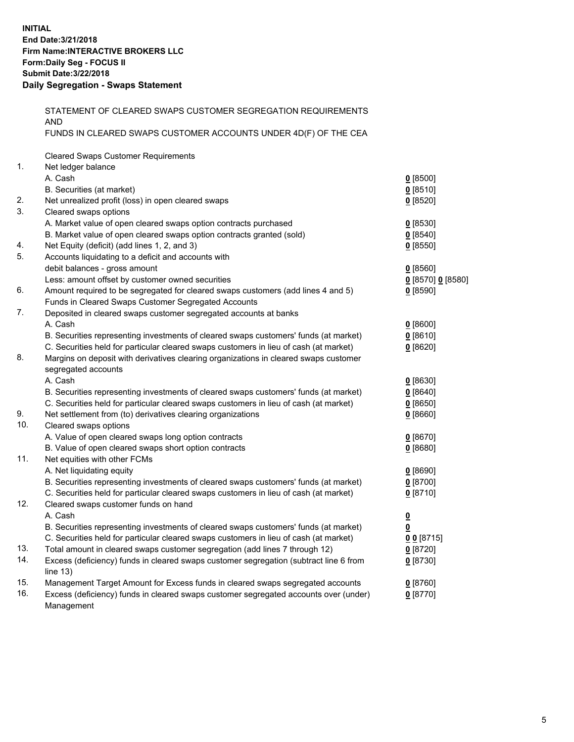**INITIAL**
**End Date:3/21/2018**
**Firm Name:INTERACTIVE BROKERS LLC**
**Form:Daily Seg - FOCUS II**
**Submit Date:3/22/2018**
**Daily Segregation - Swaps Statement**

STATEMENT OF CLEARED SWAPS CUSTOMER SEGREGATION REQUIREMENTS AND FUNDS IN CLEARED SWAPS CUSTOMER ACCOUNTS UNDER 4D(F) OF THE CEA

| | | |
|---|---|---|
| | Cleared Swaps Customer Requirements | |
| 1. | Net ledger balance | |
| | A. Cash | 0 [8500] |
| | B. Securities (at market) | 0 [8510] |
| 2. | Net unrealized profit (loss) in open cleared swaps | 0 [8520] |
| 3. | Cleared swaps options | |
| | A. Market value of open cleared swaps option contracts purchased | 0 [8530] |
| | B. Market value of open cleared swaps option contracts granted (sold) | 0 [8540] |
| 4. | Net Equity (deficit) (add lines 1, 2, and 3) | 0 [8550] |
| 5. | Accounts liquidating to a deficit and accounts with debit balances - gross amount | 0 [8560] |
| | Less: amount offset by customer owned securities | 0 [8570] 0 [8580] |
| 6. | Amount required to be segregated for cleared swaps customers (add lines 4 and 5) | 0 [8590] |
| | Funds in Cleared Swaps Customer Segregated Accounts | |
| 7. | Deposited in cleared swaps customer segregated accounts at banks | |
| | A. Cash | 0 [8600] |
| | B. Securities representing investments of cleared swaps customers' funds (at market) | 0 [8610] |
| | C. Securities held for particular cleared swaps customers in lieu of cash (at market) | 0 [8620] |
| 8. | Margins on deposit with derivatives clearing organizations in cleared swaps customer segregated accounts | |
| | A. Cash | 0 [8630] |
| | B. Securities representing investments of cleared swaps customers' funds (at market) | 0 [8640] |
| | C. Securities held for particular cleared swaps customers in lieu of cash (at market) | 0 [8650] |
| 9. | Net settlement from (to) derivatives clearing organizations | 0 [8660] |
| 10. | Cleared swaps options | |
| | A. Value of open cleared swaps long option contracts | 0 [8670] |
| | B. Value of open cleared swaps short option contracts | 0 [8680] |
| 11. | Net equities with other FCMs | |
| | A. Net liquidating equity | 0 [8690] |
| | B. Securities representing investments of cleared swaps customers' funds (at market) | 0 [8700] |
| | C. Securities held for particular cleared swaps customers in lieu of cash (at market) | 0 [8710] |
| 12. | Cleared swaps customer funds on hand | |
| | A. Cash | 0 |
| | B. Securities representing investments of cleared swaps customers' funds (at market) | 0 |
| | C. Securities held for particular cleared swaps customers in lieu of cash (at market) | 0 0 [8715] |
| 13. | Total amount in cleared swaps customer segregation (add lines 7 through 12) | 0 [8720] |
| 14. | Excess (deficiency) funds in cleared swaps customer segregation (subtract line 6 from line 13) | 0 [8730] |
| 15. | Management Target Amount for Excess funds in cleared swaps segregated accounts | 0 [8760] |
| 16. | Excess (deficiency) funds in cleared swaps customer segregated accounts over (under) Management | 0 [8770] |